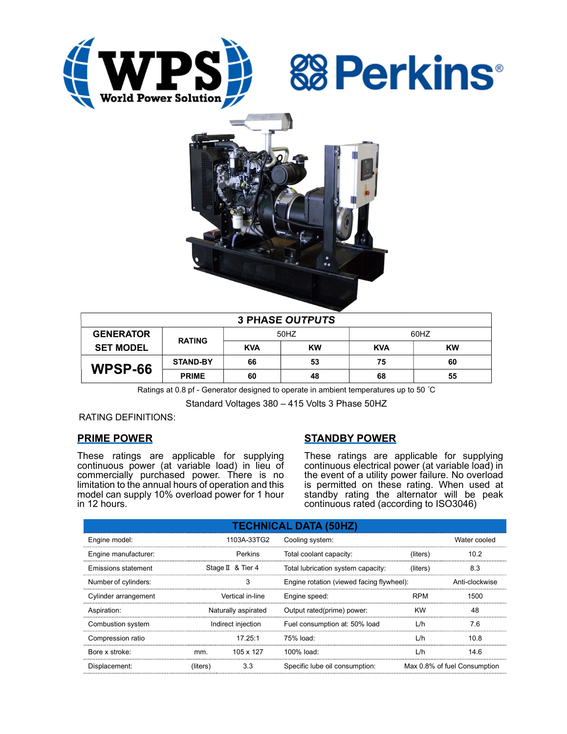WPS World Power Solution

Perkins®

| 3 PHASE OUTPUTS | | | | | |
|---|---|---|---|---|---|
| GENERATOR SET MODEL | RATING | 50HZ | | 60HZ | |
| | | KVA | KW | KVA | KW |
| WPSP-66 | STAND-BY | 66 | 53 | 75 | 60 |
| | PRIME | 60 | 48 | 68 | 55 |

Ratings at 0.8 pf - Generator designed to operate in ambient temperatures up to 50 ˚C

Standard Voltages 380 – 415 Volts 3 Phase 50HZ

RATING DEFINITIONS:

## PRIME POWER

These ratings are applicable for supplying continuous power (at variable load) in lieu of commercially purchased power. There is no limitation to the annual hours of operation and this model can supply 10% overload power for 1 hour in 12 hours.

## STANDBY POWER

These ratings are applicable for supplying continuous electrical power (at variable load) in the event of a utility power failure. No overload is permitted on these rating. When used at standby rating the alternator will be peak continuous rated (according to ISO3046)

| TECHNICAL DATA (50HZ) | | | | | |
|---|---|---|---|---|---|
| Engine model: | | 1103A-33TG2 | Cooling system: | | Water cooled |
| Engine manufacturer: | | Perkins | Total coolant capacity: | (liters) | 10.2 |
| Emissions statement | | Stage Ⅱ & Tier 4 | Total lubrication system capacity: | (liters) | 8.3 |
| Number of cylinders: | | 3 | Engine rotation (viewed facing flywheel): | | Anti-clockwise |
| Cylinder arrangement | | Vertical in-line | Engine speed: | RPM | 1500 |
| Aspiration: | | Naturally aspirated | Output rated(prime) power: | KW | 48 |
| Combustion system | | Indirect injection | Fuel consumption at: 50% load | L/h | 7.6 |
| Compression ratio | | 17.25:1 | 75% load: | L/h | 10.8 |
| Bore x stroke: | mm. | 105 x 127 | 100% load: | L/h | 14.6 |
| Displacement: | (liters) | 3.3 | Specific lube oil consumption: | | Max 0.8% of fuel Consumption |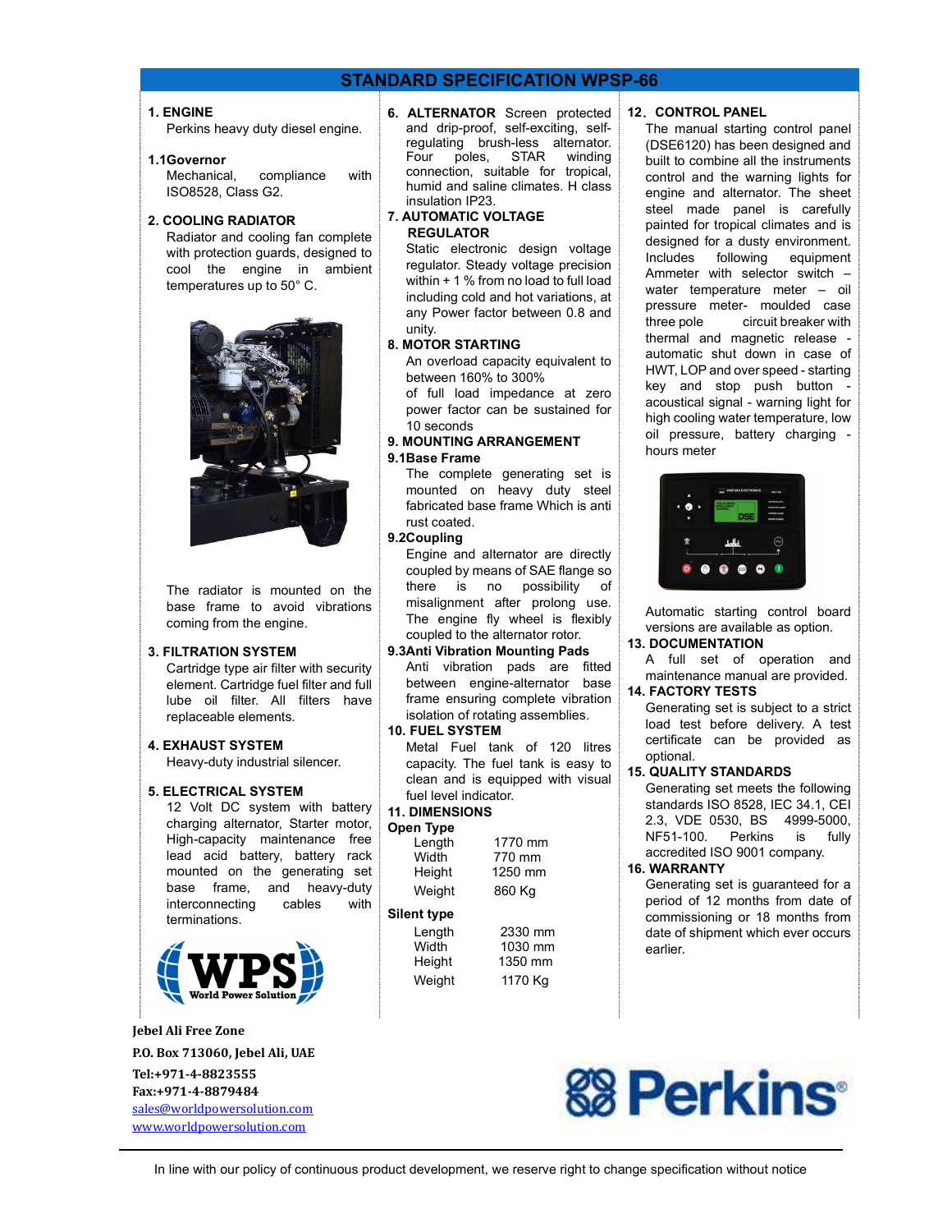# STANDARD SPECIFICATION WPSP-66

### 1. ENGINE

Perkins heavy duty diesel engine.

### 1.1Governor

Mechanical, compliance with ISO8528, Class G2.

### 2. COOLING RADIATOR

Radiator and cooling fan complete with protection guards, designed to cool the engine in ambient temperatures up to 50° C.

The radiator is mounted on the base frame to avoid vibrations coming from the engine.

### 3. FILTRATION SYSTEM

Cartridge type air filter with security element. Cartridge fuel filter and full lube oil filter. All filters have replaceable elements.

### 4. EXHAUST SYSTEM

Heavy-duty industrial silencer.

### 5. ELECTRICAL SYSTEM

12 Volt DC system with battery charging alternator, Starter motor, High-capacity maintenance free lead acid battery, battery rack mounted on the generating set base frame, and heavy-duty interconnecting cables with terminations.

### 6. ALTERNATOR

Screen protected and drip-proof, self-exciting, self-regulating brush-less alternator. Four poles, STAR winding connection, suitable for tropical, humid and saline climates. H class insulation IP23.

### 7. AUTOMATIC VOLTAGE REGULATOR

Static electronic design voltage regulator. Steady voltage precision within + 1 % from no load to full load including cold and hot variations, at any Power factor between 0.8 and unity.

### 8. MOTOR STARTING

An overload capacity equivalent to between 160% to 300% of full load impedance at zero power factor can be sustained for 10 seconds

### 9. MOUNTING ARRANGEMENT

### 9.1Base Frame

The complete generating set is mounted on heavy duty steel fabricated base frame Which is anti rust coated.

### 9.2Coupling

Engine and alternator are directly coupled by means of SAE flange so there is no possibility of misalignment after prolong use. The engine fly wheel is flexibly coupled to the alternator rotor.

### 9.3Anti Vibration Mounting Pads

Anti vibration pads are fitted between engine-alternator base frame ensuring complete vibration isolation of rotating assemblies.

### 10. FUEL SYSTEM

Metal Fuel tank of 120 litres capacity. The fuel tank is easy to clean and is equipped with visual fuel level indicator.

### 11. DIMENSIONS

**Open Type**

| | |
|---|---|
| Length | 1770 mm |
| Width | 770 mm |
| Height | 1250 mm |
| Weight | 860 Kg |

**Silent type**

| | |
|---|---|
| Length | 2330 mm |
| Width | 1030 mm |
| Height | 1350 mm |
| Weight | 1170 Kg |

### 12. CONTROL PANEL

The manual starting control panel (DSE6120) has been designed and built to combine all the instruments control and the warning lights for engine and alternator. The sheet steel made panel is carefully painted for tropical climates and is designed for a dusty environment. Includes following equipment Ammeter with selector switch – water temperature meter – oil pressure meter- moulded case three pole circuit breaker with thermal and magnetic release - automatic shut down in case of HWT, LOP and over speed - starting key and stop push button - acoustical signal - warning light for high cooling water temperature, low oil pressure, battery charging - hours meter

Automatic starting control board versions are available as option.

### 13. DOCUMENTATION

A full set of operation and maintenance manual are provided.

### 14. FACTORY TESTS

Generating set is subject to a strict load test before delivery. A test certificate can be provided as optional.

### 15. QUALITY STANDARDS

Generating set meets the following standards ISO 8528, IEC 34.1, CEI 2.3, VDE 0530, BS 4999-5000, NF51-100. Perkins is fully accredited ISO 9001 company.

### 16. WARRANTY

Generating set is guaranteed for a period of 12 months from date of commissioning or 18 months from date of shipment which ever occurs earlier.

WPS World Power Solution

**Jebel Ali Free Zone**
**P.O. Box 713060, Jebel Ali, UAE**
**Tel:+971-4-8823555**
**Fax:+971-4-8879484**
sales@worldpowersolution.com
www.worldpowersolution.com

Perkins®

In line with our policy of continuous product development, we reserve right to change specification without notice